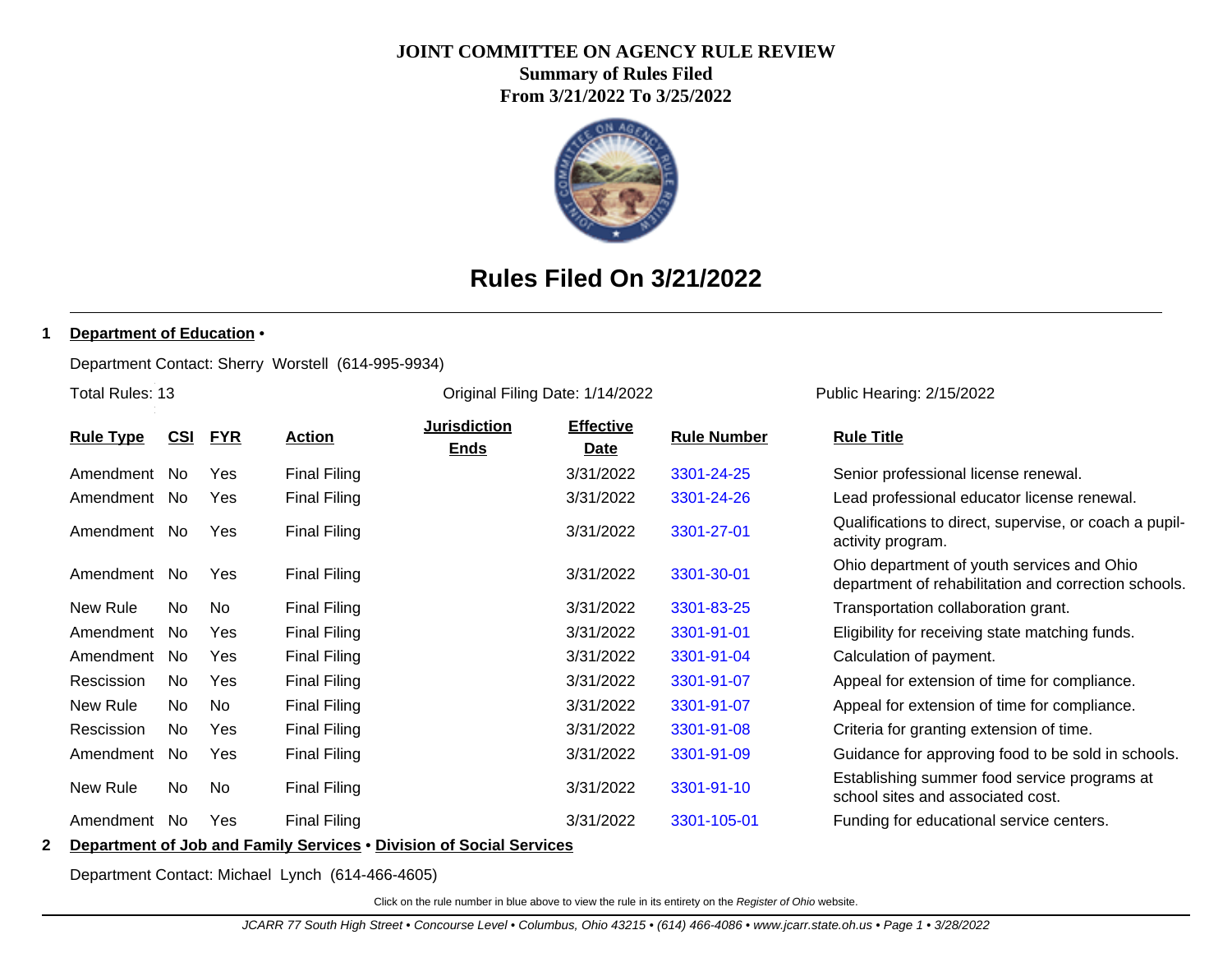# JOINT COMMITTEE ON AGENCY RULE REVIEW

**Summary of Rules Filed**

**From 3/21/2022 To 3/25/2022**

## Rules Filed On 3/21/2022

**1 Department of Education •**

Department Contact: Sherry Worstell (614-995-9934)

Total Rules: 13 | Original Filing Date: 1/14/2022 | Public Hearing: 2/15/2022

| Rule Type | CSI | FYR | Action | Jurisdiction Ends | Effective Date | Rule Number | Rule Title |
|---|---|---|---|---|---|---|---|
| Amendment | No | Yes | Final Filing | | 3/31/2022 | 3301-24-25 | Senior professional license renewal. |
| Amendment | No | Yes | Final Filing | | 3/31/2022 | 3301-24-26 | Lead professional educator license renewal. |
| Amendment | No | Yes | Final Filing | | 3/31/2022 | 3301-27-01 | Qualifications to direct, supervise, or coach a pupil-activity program. |
| Amendment | No | Yes | Final Filing | | 3/31/2022 | 3301-30-01 | Ohio department of youth services and Ohio department of rehabilitation and correction schools. |
| New Rule | No | No | Final Filing | | 3/31/2022 | 3301-83-25 | Transportation collaboration grant. |
| Amendment | No | Yes | Final Filing | | 3/31/2022 | 3301-91-01 | Eligibility for receiving state matching funds. |
| Amendment | No | Yes | Final Filing | | 3/31/2022 | 3301-91-04 | Calculation of payment. |
| Rescission | No | Yes | Final Filing | | 3/31/2022 | 3301-91-07 | Appeal for extension of time for compliance. |
| New Rule | No | No | Final Filing | | 3/31/2022 | 3301-91-07 | Appeal for extension of time for compliance. |
| Rescission | No | Yes | Final Filing | | 3/31/2022 | 3301-91-08 | Criteria for granting extension of time. |
| Amendment | No | Yes | Final Filing | | 3/31/2022 | 3301-91-09 | Guidance for approving food to be sold in schools. |
| New Rule | No | No | Final Filing | | 3/31/2022 | 3301-91-10 | Establishing summer food service programs at school sites and associated cost. |
| Amendment | No | Yes | Final Filing | | 3/31/2022 | 3301-105-01 | Funding for educational service centers. |

**2 Department of Job and Family Services • Division of Social Services**

Department Contact: Michael Lynch (614-466-4605)

Click on the rule number in blue above to view the rule in its entirety on the *Register of Ohio* website.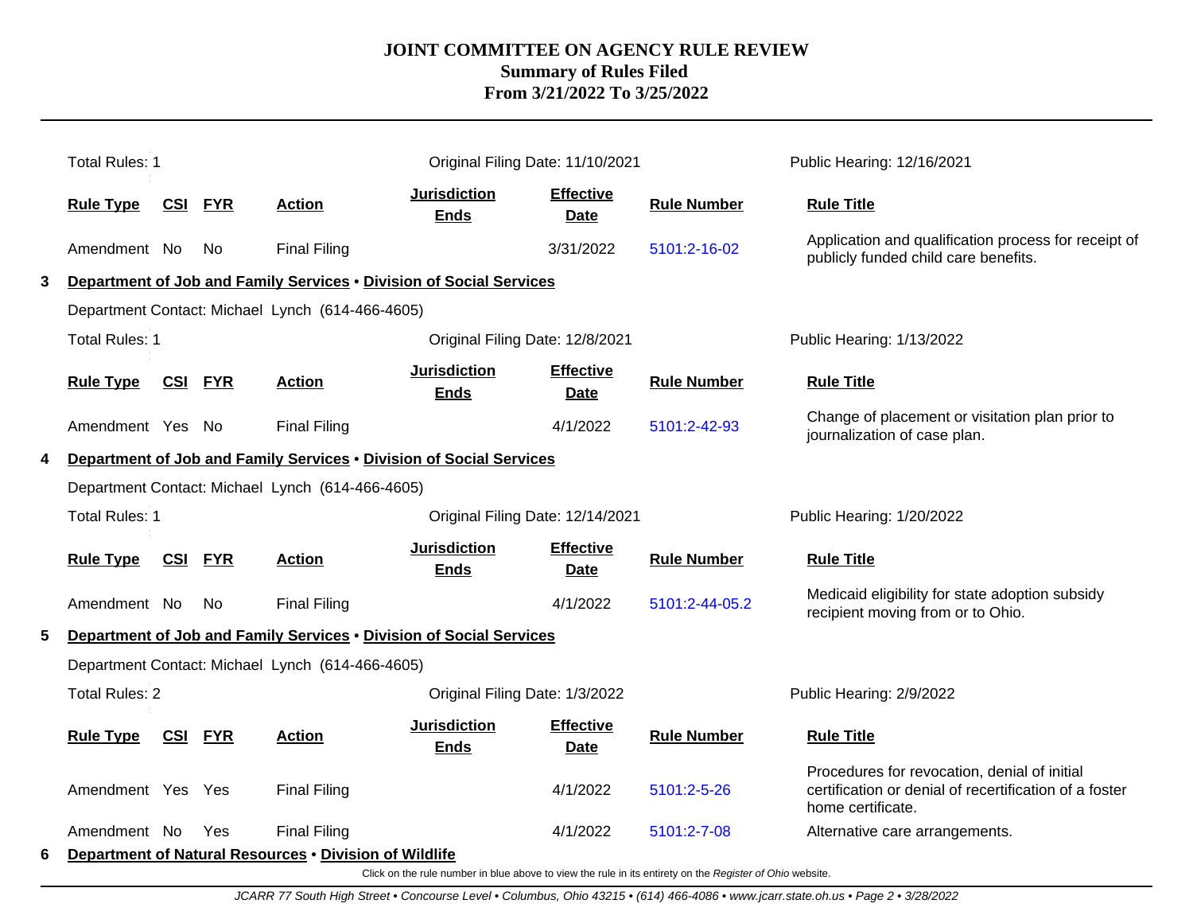# JOINT COMMITTEE ON AGENCY RULE REVIEW
## Summary of Rules Filed
## From 3/21/2022 To 3/25/2022

Total Rules: 1 | Original Filing Date: 11/10/2021 | Public Hearing: 12/16/2021

| Rule Type | CSI | FYR | Action | Jurisdiction Ends | Effective Date | Rule Number | Rule Title |
|---|---|---|---|---|---|---|---|
| Amendment | No | No | Final Filing | | 3/31/2022 | 5101:2-16-02 | Application and qualification process for receipt of publicly funded child care benefits. |

**3 Department of Job and Family Services • Division of Social Services**

Department Contact: Michael Lynch (614-466-4605)

Total Rules: 1 | Original Filing Date: 12/8/2021 | Public Hearing: 1/13/2022

| Rule Type | CSI | FYR | Action | Jurisdiction Ends | Effective Date | Rule Number | Rule Title |
|---|---|---|---|---|---|---|---|
| Amendment | Yes | No | Final Filing | | 4/1/2022 | 5101:2-42-93 | Change of placement or visitation plan prior to journalization of case plan. |

**4 Department of Job and Family Services • Division of Social Services**

Department Contact: Michael Lynch (614-466-4605)

Total Rules: 1 | Original Filing Date: 12/14/2021 | Public Hearing: 1/20/2022

| Rule Type | CSI | FYR | Action | Jurisdiction Ends | Effective Date | Rule Number | Rule Title |
|---|---|---|---|---|---|---|---|
| Amendment | No | No | Final Filing | | 4/1/2022 | 5101:2-44-05.2 | Medicaid eligibility for state adoption subsidy recipient moving from or to Ohio. |

**5 Department of Job and Family Services • Division of Social Services**

Department Contact: Michael Lynch (614-466-4605)

Total Rules: 2 | Original Filing Date: 1/3/2022 | Public Hearing: 2/9/2022

| Rule Type | CSI | FYR | Action | Jurisdiction Ends | Effective Date | Rule Number | Rule Title |
|---|---|---|---|---|---|---|---|
| Amendment | Yes | Yes | Final Filing | | 4/1/2022 | 5101:2-5-26 | Procedures for revocation, denial of initial certification or denial of recertification of a foster home certificate. |
| Amendment | No | Yes | Final Filing | | 4/1/2022 | 5101:2-7-08 | Alternative care arrangements. |

**6 Department of Natural Resources • Division of Wildlife**

Click on the rule number in blue above to view the rule in its entirety on the *Register of Ohio* website.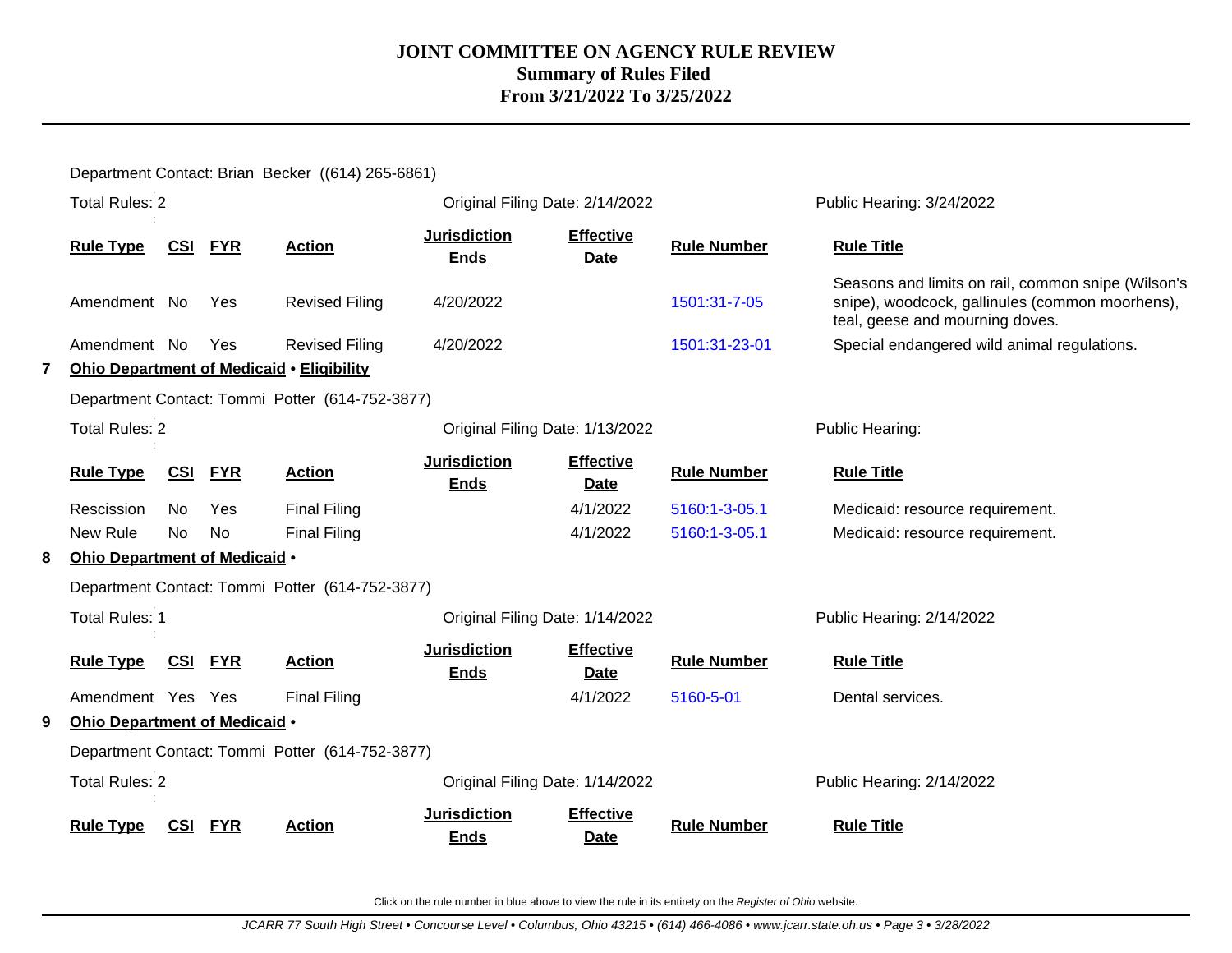Department Contact: Brian  Becker  ((614) 265-6861)

Total Rules: 2 | Original Filing Date: 2/14/2022 | Public Hearing: 3/24/2022

| Rule Type | CSI | FYR | Action | Jurisdiction Ends | Effective Date | Rule Number | Rule Title |
|---|---|---|---|---|---|---|---|
| Amendment | No | Yes | Revised Filing | 4/20/2022 | | 1501:31-7-05 | Seasons and limits on rail, common snipe (Wilson's snipe), woodcock, gallinules (common moorhens), teal, geese and mourning doves. |
| Amendment | No | Yes | Revised Filing | 4/20/2022 | | 1501:31-23-01 | Special endangered wild animal regulations. |

**7 Ohio Department of Medicaid • Eligibility**

Department Contact: Tommi  Potter  (614-752-3877)

Total Rules: 2 | Original Filing Date: 1/13/2022 | Public Hearing:

| Rule Type | CSI | FYR | Action | Jurisdiction Ends | Effective Date | Rule Number | Rule Title |
|---|---|---|---|---|---|---|---|
| Rescission | No | Yes | Final Filing | | 4/1/2022 | 5160:1-3-05.1 | Medicaid: resource requirement. |
| New Rule | No | No | Final Filing | | 4/1/2022 | 5160:1-3-05.1 | Medicaid: resource requirement. |

**8 Ohio Department of Medicaid •**

Department Contact: Tommi  Potter  (614-752-3877)

Total Rules: 1 | Original Filing Date: 1/14/2022 | Public Hearing: 2/14/2022

| Rule Type | CSI | FYR | Action | Jurisdiction Ends | Effective Date | Rule Number | Rule Title |
|---|---|---|---|---|---|---|---|
| Amendment | Yes | Yes | Final Filing | | 4/1/2022 | 5160-5-01 | Dental services. |

**9 Ohio Department of Medicaid •**

Department Contact: Tommi  Potter  (614-752-3877)

Total Rules: 2 | Original Filing Date: 1/14/2022 | Public Hearing: 2/14/2022

| Rule Type | CSI | FYR | Action | Jurisdiction Ends | Effective Date | Rule Number | Rule Title |
|---|---|---|---|---|---|---|---|

Click on the rule number in blue above to view the rule in its entirety on the *Register of Ohio* website.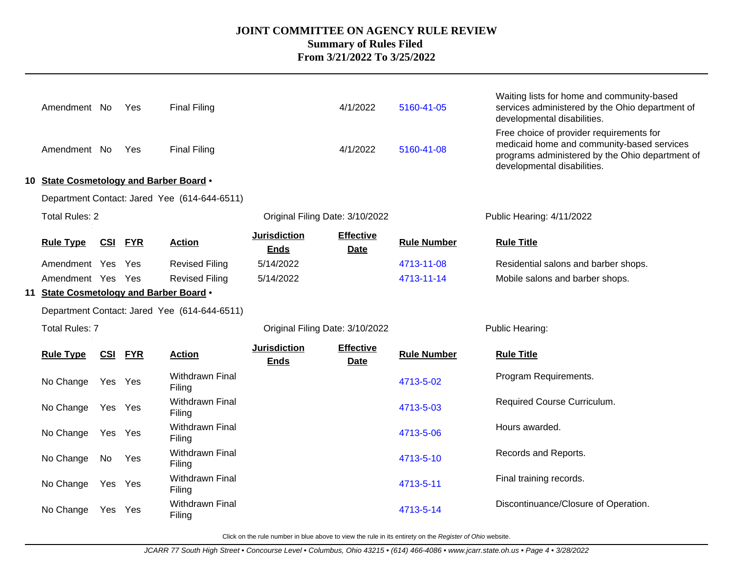# JOINT COMMITTEE ON AGENCY RULE REVIEW
## Summary of Rules Filed
### From 3/21/2022 To 3/25/2022

| Rule Type | CSI | FYR | Action | Jurisdiction Ends | Effective Date | Rule Number | Rule Title |
|---|---|---|---|---|---|---|---|
| Amendment | No | Yes | Final Filing | | 4/1/2022 | 5160-41-05 | Waiting lists for home and community-based services administered by the Ohio department of developmental disabilities. |
| Amendment | No | Yes | Final Filing | | 4/1/2022 | 5160-41-08 | Free choice of provider requirements for medicaid home and community-based services programs administered by the Ohio department of developmental disabilities. |

**10 State Cosmetology and Barber Board •**

Department Contact: Jared Yee (614-644-6511)

Total Rules: 2 — Original Filing Date: 3/10/2022 — Public Hearing: 4/11/2022

| Rule Type | CSI | FYR | Action | Jurisdiction Ends | Effective Date | Rule Number | Rule Title |
|---|---|---|---|---|---|---|---|
| Amendment | Yes | Yes | Revised Filing | 5/14/2022 | | 4713-11-08 | Residential salons and barber shops. |
| Amendment | Yes | Yes | Revised Filing | 5/14/2022 | | 4713-11-14 | Mobile salons and barber shops. |

**11 State Cosmetology and Barber Board •**

Department Contact: Jared Yee (614-644-6511)

Total Rules: 7 — Original Filing Date: 3/10/2022 — Public Hearing:

| Rule Type | CSI | FYR | Action | Jurisdiction Ends | Effective Date | Rule Number | Rule Title |
|---|---|---|---|---|---|---|---|
| No Change | Yes | Yes | Withdrawn Final Filing | | | 4713-5-02 | Program Requirements. |
| No Change | Yes | Yes | Withdrawn Final Filing | | | 4713-5-03 | Required Course Curriculum. |
| No Change | Yes | Yes | Withdrawn Final Filing | | | 4713-5-06 | Hours awarded. |
| No Change | No | Yes | Withdrawn Final Filing | | | 4713-5-10 | Records and Reports. |
| No Change | Yes | Yes | Withdrawn Final Filing | | | 4713-5-11 | Final training records. |
| No Change | Yes | Yes | Withdrawn Final Filing | | | 4713-5-14 | Discontinuance/Closure of Operation. |

Click on the rule number in blue above to view the rule in its entirety on the *Register of Ohio* website.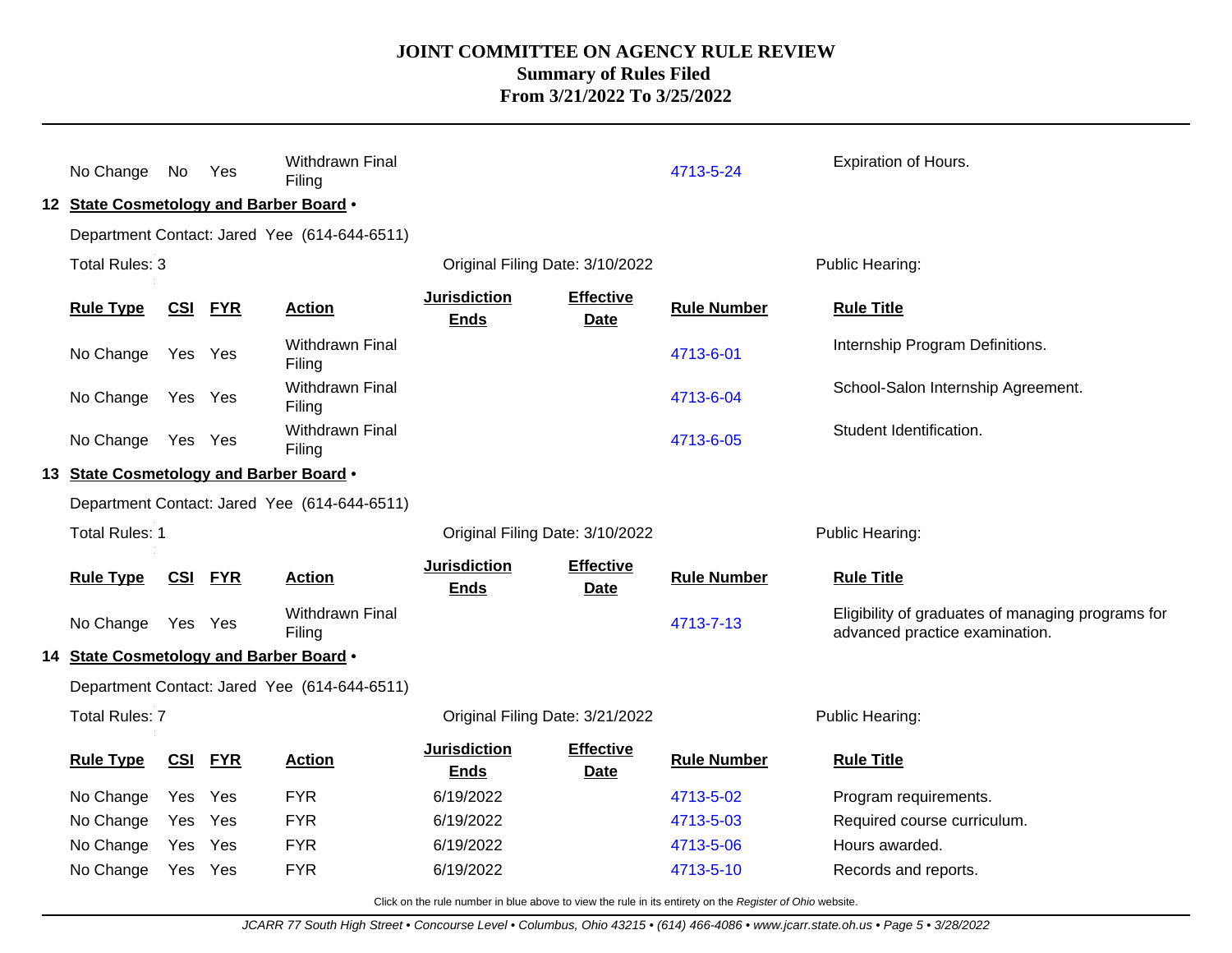# JOINT COMMITTEE ON AGENCY RULE REVIEW
## Summary of Rules Filed
## From 3/21/2022 To 3/25/2022

| Rule Type | CSI | FYR | Action | Jurisdiction Ends | Effective Date | Rule Number | Rule Title |
|---|---|---|---|---|---|---|---|
| No Change | No | Yes | Withdrawn Final Filing | | | 4713-5-24 | Expiration of Hours. |

**12 State Cosmetology and Barber Board •**

Department Contact: Jared Yee (614-644-6511)

Total Rules: 3 | Original Filing Date: 3/10/2022 | Public Hearing:

| Rule Type | CSI | FYR | Action | Jurisdiction Ends | Effective Date | Rule Number | Rule Title |
|---|---|---|---|---|---|---|---|
| No Change | Yes | Yes | Withdrawn Final Filing | | | 4713-6-01 | Internship Program Definitions. |
| No Change | Yes | Yes | Withdrawn Final Filing | | | 4713-6-04 | School-Salon Internship Agreement. |
| No Change | Yes | Yes | Withdrawn Final Filing | | | 4713-6-05 | Student Identification. |

**13 State Cosmetology and Barber Board •**

Department Contact: Jared Yee (614-644-6511)

Total Rules: 1 | Original Filing Date: 3/10/2022 | Public Hearing:

| Rule Type | CSI | FYR | Action | Jurisdiction Ends | Effective Date | Rule Number | Rule Title |
|---|---|---|---|---|---|---|---|
| No Change | Yes | Yes | Withdrawn Final Filing | | | 4713-7-13 | Eligibility of graduates of managing programs for advanced practice examination. |

**14 State Cosmetology and Barber Board •**

Department Contact: Jared Yee (614-644-6511)

Total Rules: 7 | Original Filing Date: 3/21/2022 | Public Hearing:

| Rule Type | CSI | FYR | Action | Jurisdiction Ends | Effective Date | Rule Number | Rule Title |
|---|---|---|---|---|---|---|---|
| No Change | Yes | Yes | FYR | 6/19/2022 | | 4713-5-02 | Program requirements. |
| No Change | Yes | Yes | FYR | 6/19/2022 | | 4713-5-03 | Required course curriculum. |
| No Change | Yes | Yes | FYR | 6/19/2022 | | 4713-5-06 | Hours awarded. |
| No Change | Yes | Yes | FYR | 6/19/2022 | | 4713-5-10 | Records and reports. |

Click on the rule number in blue above to view the rule in its entirety on the *Register of Ohio* website.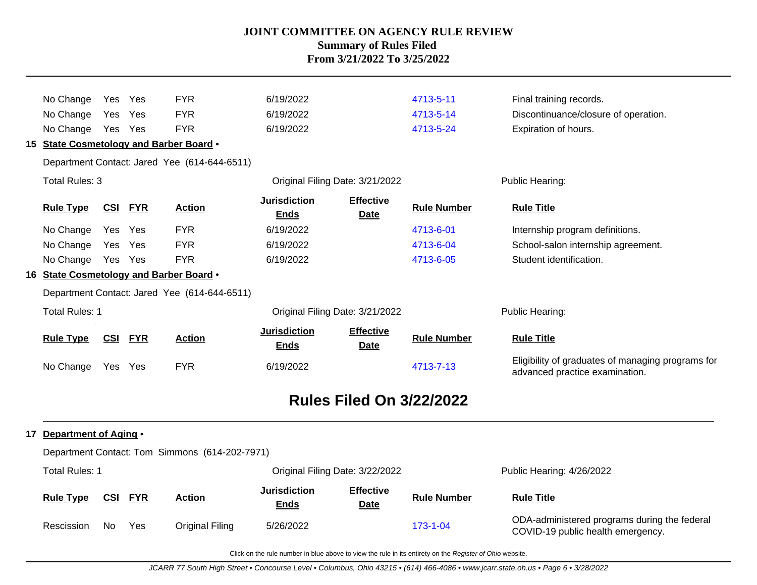| Rule Type | CSI | FYR | Action | Jurisdiction Ends | Effective Date | Rule Number | Rule Title |
|---|---|---|---|---|---|---|---|
| No Change | Yes | Yes | FYR | 6/19/2022 | | 4713-5-11 | Final training records. |
| No Change | Yes | Yes | FYR | 6/19/2022 | | 4713-5-14 | Discontinuance/closure of operation. |
| No Change | Yes | Yes | FYR | 6/19/2022 | | 4713-5-24 | Expiration of hours. |

**15 State Cosmetology and Barber Board •**

Department Contact: Jared Yee (614-644-6511)

Total Rules: 3 | Original Filing Date: 3/21/2022 | Public Hearing:

| Rule Type | CSI | FYR | Action | Jurisdiction Ends | Effective Date | Rule Number | Rule Title |
|---|---|---|---|---|---|---|---|
| No Change | Yes | Yes | FYR | 6/19/2022 | | 4713-6-01 | Internship program definitions. |
| No Change | Yes | Yes | FYR | 6/19/2022 | | 4713-6-04 | School-salon internship agreement. |
| No Change | Yes | Yes | FYR | 6/19/2022 | | 4713-6-05 | Student identification. |

**16 State Cosmetology and Barber Board •**

Department Contact: Jared Yee (614-644-6511)

Total Rules: 1 | Original Filing Date: 3/21/2022 | Public Hearing:

| Rule Type | CSI | FYR | Action | Jurisdiction Ends | Effective Date | Rule Number | Rule Title |
|---|---|---|---|---|---|---|---|
| No Change | Yes | Yes | FYR | 6/19/2022 | | 4713-7-13 | Eligibility of graduates of managing programs for advanced practice examination. |

## Rules Filed On 3/22/2022

**17 Department of Aging •**

Department Contact: Tom Simmons (614-202-7971)

Total Rules: 1 | Original Filing Date: 3/22/2022 | Public Hearing: 4/26/2022

| Rule Type | CSI | FYR | Action | Jurisdiction Ends | Effective Date | Rule Number | Rule Title |
|---|---|---|---|---|---|---|---|
| Rescission | No | Yes | Original Filing | 5/26/2022 | | 173-1-04 | ODA-administered programs during the federal COVID-19 public health emergency. |

Click on the rule number in blue above to view the rule in its entirety on the *Register of Ohio* website.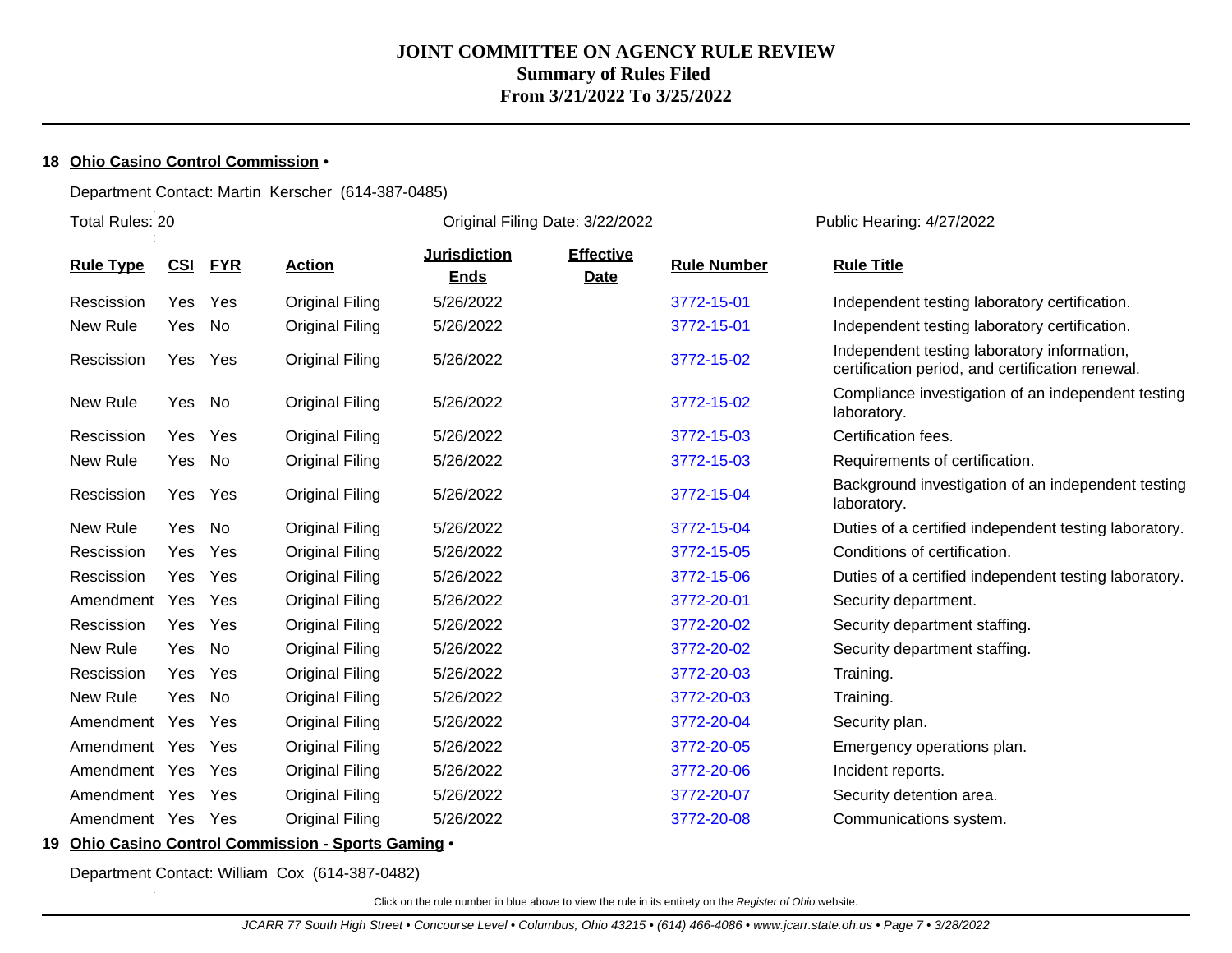# JOINT COMMITTEE ON AGENCY RULE REVIEW
## Summary of Rules Filed
## From 3/21/2022 To 3/25/2022

**18 Ohio Casino Control Commission** •

Department Contact: Martin Kerscher (614-387-0485)

Total Rules: 20 — Original Filing Date: 3/22/2022 — Public Hearing: 4/27/2022

| Rule Type | CSI | FYR | Action | Jurisdiction Ends | Effective Date | Rule Number | Rule Title |
|---|---|---|---|---|---|---|---|
| Rescission | Yes | Yes | Original Filing | 5/26/2022 | | 3772-15-01 | Independent testing laboratory certification. |
| New Rule | Yes | No | Original Filing | 5/26/2022 | | 3772-15-01 | Independent testing laboratory certification. |
| Rescission | Yes | Yes | Original Filing | 5/26/2022 | | 3772-15-02 | Independent testing laboratory information, certification period, and certification renewal. |
| New Rule | Yes | No | Original Filing | 5/26/2022 | | 3772-15-02 | Compliance investigation of an independent testing laboratory. |
| Rescission | Yes | Yes | Original Filing | 5/26/2022 | | 3772-15-03 | Certification fees. |
| New Rule | Yes | No | Original Filing | 5/26/2022 | | 3772-15-03 | Requirements of certification. |
| Rescission | Yes | Yes | Original Filing | 5/26/2022 | | 3772-15-04 | Background investigation of an independent testing laboratory. |
| New Rule | Yes | No | Original Filing | 5/26/2022 | | 3772-15-04 | Duties of a certified independent testing laboratory. |
| Rescission | Yes | Yes | Original Filing | 5/26/2022 | | 3772-15-05 | Conditions of certification. |
| Rescission | Yes | Yes | Original Filing | 5/26/2022 | | 3772-15-06 | Duties of a certified independent testing laboratory. |
| Amendment | Yes | Yes | Original Filing | 5/26/2022 | | 3772-20-01 | Security department. |
| Rescission | Yes | Yes | Original Filing | 5/26/2022 | | 3772-20-02 | Security department staffing. |
| New Rule | Yes | No | Original Filing | 5/26/2022 | | 3772-20-02 | Security department staffing. |
| Rescission | Yes | Yes | Original Filing | 5/26/2022 | | 3772-20-03 | Training. |
| New Rule | Yes | No | Original Filing | 5/26/2022 | | 3772-20-03 | Training. |
| Amendment | Yes | Yes | Original Filing | 5/26/2022 | | 3772-20-04 | Security plan. |
| Amendment | Yes | Yes | Original Filing | 5/26/2022 | | 3772-20-05 | Emergency operations plan. |
| Amendment | Yes | Yes | Original Filing | 5/26/2022 | | 3772-20-06 | Incident reports. |
| Amendment | Yes | Yes | Original Filing | 5/26/2022 | | 3772-20-07 | Security detention area. |
| Amendment | Yes | Yes | Original Filing | 5/26/2022 | | 3772-20-08 | Communications system. |

**19 Ohio Casino Control Commission - Sports Gaming** •

Department Contact: William Cox (614-387-0482)

Click on the rule number in blue above to view the rule in its entirety on the *Register of Ohio* website.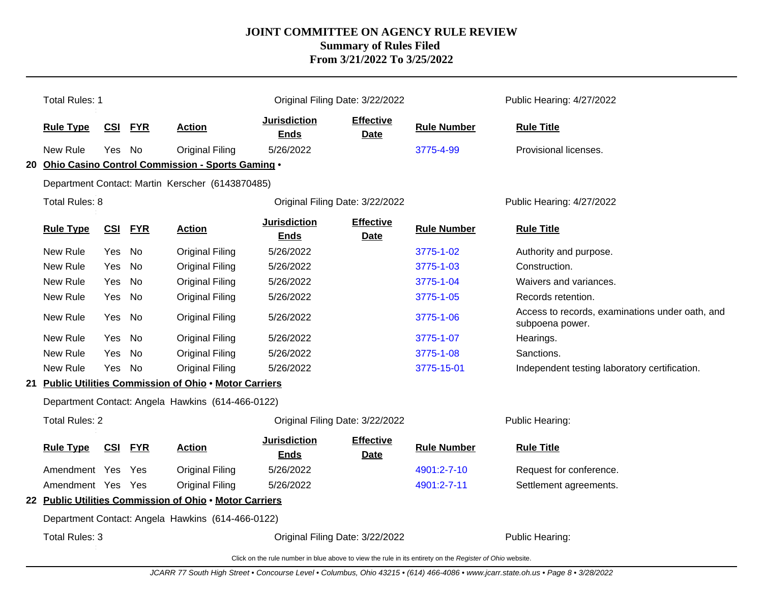# JOINT COMMITTEE ON AGENCY RULE REVIEW
## Summary of Rules Filed
## From 3/21/2022 To 3/25/2022

Total Rules: 1 | Original Filing Date: 3/22/2022 | Public Hearing: 4/27/2022

| Rule Type | CSI | FYR | Action | Jurisdiction Ends | Effective Date | Rule Number | Rule Title |
|---|---|---|---|---|---|---|---|
| New Rule | Yes | No | Original Filing | 5/26/2022 | | 3775-4-99 | Provisional licenses. |

**20 Ohio Casino Control Commission - Sports Gaming •**

Department Contact: Martin Kerscher (6143870485)

Total Rules: 8 | Original Filing Date: 3/22/2022 | Public Hearing: 4/27/2022

| Rule Type | CSI | FYR | Action | Jurisdiction Ends | Effective Date | Rule Number | Rule Title |
|---|---|---|---|---|---|---|---|
| New Rule | Yes | No | Original Filing | 5/26/2022 | | 3775-1-02 | Authority and purpose. |
| New Rule | Yes | No | Original Filing | 5/26/2022 | | 3775-1-03 | Construction. |
| New Rule | Yes | No | Original Filing | 5/26/2022 | | 3775-1-04 | Waivers and variances. |
| New Rule | Yes | No | Original Filing | 5/26/2022 | | 3775-1-05 | Records retention. |
| New Rule | Yes | No | Original Filing | 5/26/2022 | | 3775-1-06 | Access to records, examinations under oath, and subpoena power. |
| New Rule | Yes | No | Original Filing | 5/26/2022 | | 3775-1-07 | Hearings. |
| New Rule | Yes | No | Original Filing | 5/26/2022 | | 3775-1-08 | Sanctions. |
| New Rule | Yes | No | Original Filing | 5/26/2022 | | 3775-15-01 | Independent testing laboratory certification. |

**21 Public Utilities Commission of Ohio • Motor Carriers**

Department Contact: Angela Hawkins (614-466-0122)

Total Rules: 2 | Original Filing Date: 3/22/2022 | Public Hearing:

| Rule Type | CSI | FYR | Action | Jurisdiction Ends | Effective Date | Rule Number | Rule Title |
|---|---|---|---|---|---|---|---|
| Amendment | Yes | Yes | Original Filing | 5/26/2022 | | 4901:2-7-10 | Request for conference. |
| Amendment | Yes | Yes | Original Filing | 5/26/2022 | | 4901:2-7-11 | Settlement agreements. |

**22 Public Utilities Commission of Ohio • Motor Carriers**

Department Contact: Angela Hawkins (614-466-0122)

Total Rules: 3 | Original Filing Date: 3/22/2022 | Public Hearing:

Click on the rule number in blue above to view the rule in its entirety on the *Register of Ohio* website.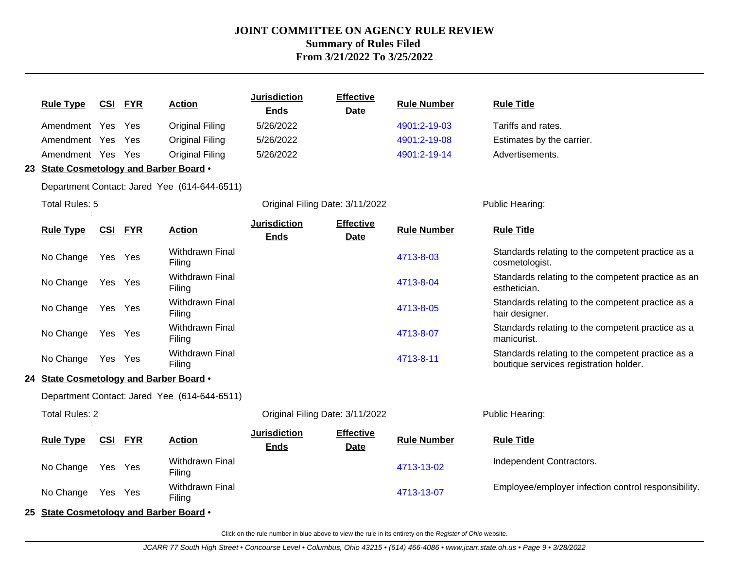# JOINT COMMITTEE ON AGENCY RULE REVIEW
## Summary of Rules Filed
## From 3/21/2022 To 3/25/2022

| Rule Type | CSI | FYR | Action | Jurisdiction Ends | Effective Date | Rule Number | Rule Title |
|---|---|---|---|---|---|---|---|
| Amendment | Yes | Yes | Original Filing | 5/26/2022 | | 4901:2-19-03 | Tariffs and rates. |
| Amendment | Yes | Yes | Original Filing | 5/26/2022 | | 4901:2-19-08 | Estimates by the carrier. |
| Amendment | Yes | Yes | Original Filing | 5/26/2022 | | 4901:2-19-14 | Advertisements. |

**23 State Cosmetology and Barber Board •**

Department Contact: Jared Yee (614-644-6511)

Total Rules: 5 | Original Filing Date: 3/11/2022 | Public Hearing:

| Rule Type | CSI | FYR | Action | Jurisdiction Ends | Effective Date | Rule Number | Rule Title |
|---|---|---|---|---|---|---|---|
| No Change | Yes | Yes | Withdrawn Final Filing | | | 4713-8-03 | Standards relating to the competent practice as a cosmetologist. |
| No Change | Yes | Yes | Withdrawn Final Filing | | | 4713-8-04 | Standards relating to the competent practice as an esthetician. |
| No Change | Yes | Yes | Withdrawn Final Filing | | | 4713-8-05 | Standards relating to the competent practice as a hair designer. |
| No Change | Yes | Yes | Withdrawn Final Filing | | | 4713-8-07 | Standards relating to the competent practice as a manicurist. |
| No Change | Yes | Yes | Withdrawn Final Filing | | | 4713-8-11 | Standards relating to the competent practice as a boutique services registration holder. |

**24 State Cosmetology and Barber Board •**

Department Contact: Jared Yee (614-644-6511)

Total Rules: 2 | Original Filing Date: 3/11/2022 | Public Hearing:

| Rule Type | CSI | FYR | Action | Jurisdiction Ends | Effective Date | Rule Number | Rule Title |
|---|---|---|---|---|---|---|---|
| No Change | Yes | Yes | Withdrawn Final Filing | | | 4713-13-02 | Independent Contractors. |
| No Change | Yes | Yes | Withdrawn Final Filing | | | 4713-13-07 | Employee/employer infection control responsibility. |

**25 State Cosmetology and Barber Board •**

Click on the rule number in blue above to view the rule in its entirety on the *Register of Ohio* website.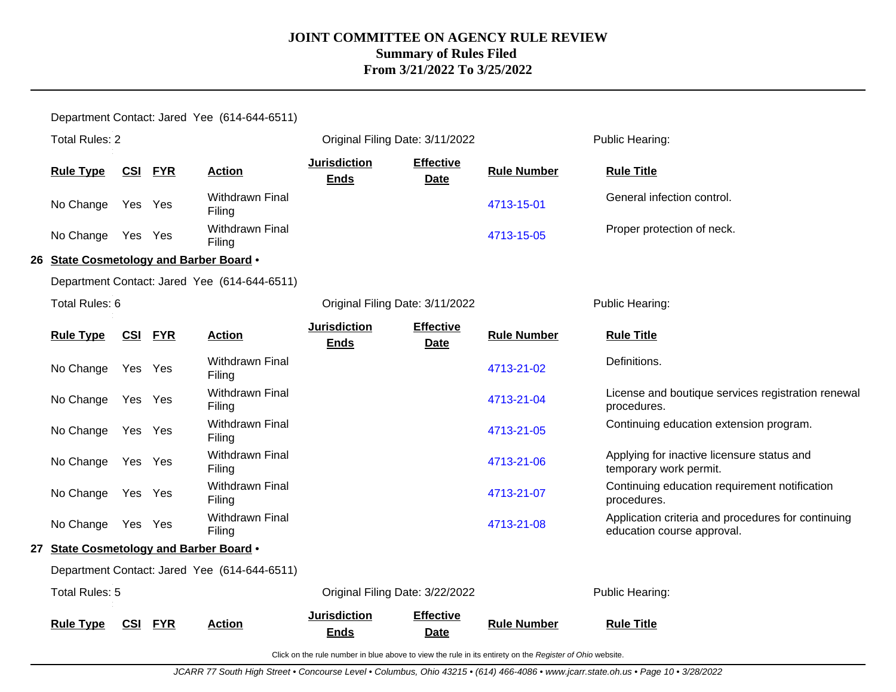Department Contact: Jared Yee (614-644-6511)

Total Rules: 2 | Original Filing Date: 3/11/2022 | Public Hearing:

| Rule Type | CSI | FYR | Action | Jurisdiction Ends | Effective Date | Rule Number | Rule Title |
|---|---|---|---|---|---|---|---|
| No Change | Yes | Yes | Withdrawn Final Filing | | | 4713-15-01 | General infection control. |
| No Change | Yes | Yes | Withdrawn Final Filing | | | 4713-15-05 | Proper protection of neck. |

**26 State Cosmetology and Barber Board •**

Department Contact: Jared Yee (614-644-6511)

Total Rules: 6 | Original Filing Date: 3/11/2022 | Public Hearing:

| Rule Type | CSI | FYR | Action | Jurisdiction Ends | Effective Date | Rule Number | Rule Title |
|---|---|---|---|---|---|---|---|
| No Change | Yes | Yes | Withdrawn Final Filing | | | 4713-21-02 | Definitions. |
| No Change | Yes | Yes | Withdrawn Final Filing | | | 4713-21-04 | License and boutique services registration renewal procedures. |
| No Change | Yes | Yes | Withdrawn Final Filing | | | 4713-21-05 | Continuing education extension program. |
| No Change | Yes | Yes | Withdrawn Final Filing | | | 4713-21-06 | Applying for inactive licensure status and temporary work permit. |
| No Change | Yes | Yes | Withdrawn Final Filing | | | 4713-21-07 | Continuing education requirement notification procedures. |
| No Change | Yes | Yes | Withdrawn Final Filing | | | 4713-21-08 | Application criteria and procedures for continuing education course approval. |

**27 State Cosmetology and Barber Board •**

Department Contact: Jared Yee (614-644-6511)

Total Rules: 5 | Original Filing Date: 3/22/2022 | Public Hearing:

| Rule Type | CSI | FYR | Action | Jurisdiction Ends | Effective Date | Rule Number | Rule Title |
|---|---|---|---|---|---|---|---|

Click on the rule number in blue above to view the rule in its entirety on the *Register of Ohio* website.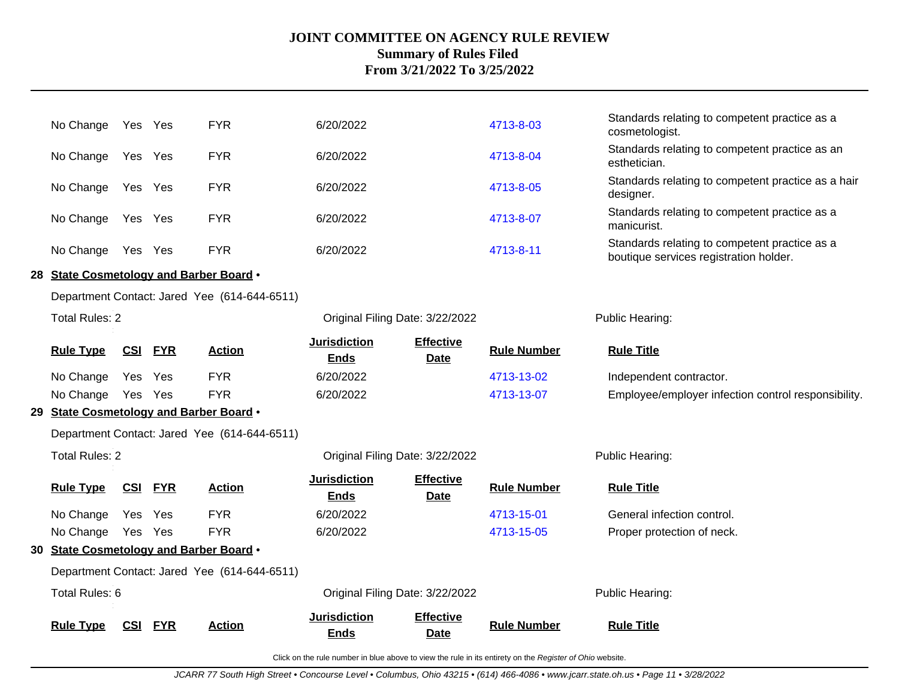| Rule Type | CSI | FYR | Action | Jurisdiction Ends | Effective Date | Rule Number | Rule Title |
|---|---|---|---|---|---|---|---|
| No Change | Yes | Yes | FYR | 6/20/2022 | | 4713-8-03 | Standards relating to competent practice as a cosmetologist. |
| No Change | Yes | Yes | FYR | 6/20/2022 | | 4713-8-04 | Standards relating to competent practice as an esthetician. |
| No Change | Yes | Yes | FYR | 6/20/2022 | | 4713-8-05 | Standards relating to competent practice as a hair designer. |
| No Change | Yes | Yes | FYR | 6/20/2022 | | 4713-8-07 | Standards relating to competent practice as a manicurist. |
| No Change | Yes | Yes | FYR | 6/20/2022 | | 4713-8-11 | Standards relating to competent practice as a boutique services registration holder. |

## 28 State Cosmetology and Barber Board •

Department Contact: Jared Yee (614-644-6511)

Total Rules: 2 | Original Filing Date: 3/22/2022 | Public Hearing:

| Rule Type | CSI | FYR | Action | Jurisdiction Ends | Effective Date | Rule Number | Rule Title |
|---|---|---|---|---|---|---|---|
| No Change | Yes | Yes | FYR | 6/20/2022 | | 4713-13-02 | Independent contractor. |
| No Change | Yes | Yes | FYR | 6/20/2022 | | 4713-13-07 | Employee/employer infection control responsibility. |

## 29 State Cosmetology and Barber Board •

Department Contact: Jared Yee (614-644-6511)

Total Rules: 2 | Original Filing Date: 3/22/2022 | Public Hearing:

| Rule Type | CSI | FYR | Action | Jurisdiction Ends | Effective Date | Rule Number | Rule Title |
|---|---|---|---|---|---|---|---|
| No Change | Yes | Yes | FYR | 6/20/2022 | | 4713-15-01 | General infection control. |
| No Change | Yes | Yes | FYR | 6/20/2022 | | 4713-15-05 | Proper protection of neck. |

## 30 State Cosmetology and Barber Board •

Department Contact: Jared Yee (614-644-6511)

Total Rules: 6 | Original Filing Date: 3/22/2022 | Public Hearing:

| Rule Type | CSI | FYR | Action | Jurisdiction Ends | Effective Date | Rule Number | Rule Title |
|---|---|---|---|---|---|---|---|

Click on the rule number in blue above to view the rule in its entirety on the *Register of Ohio* website.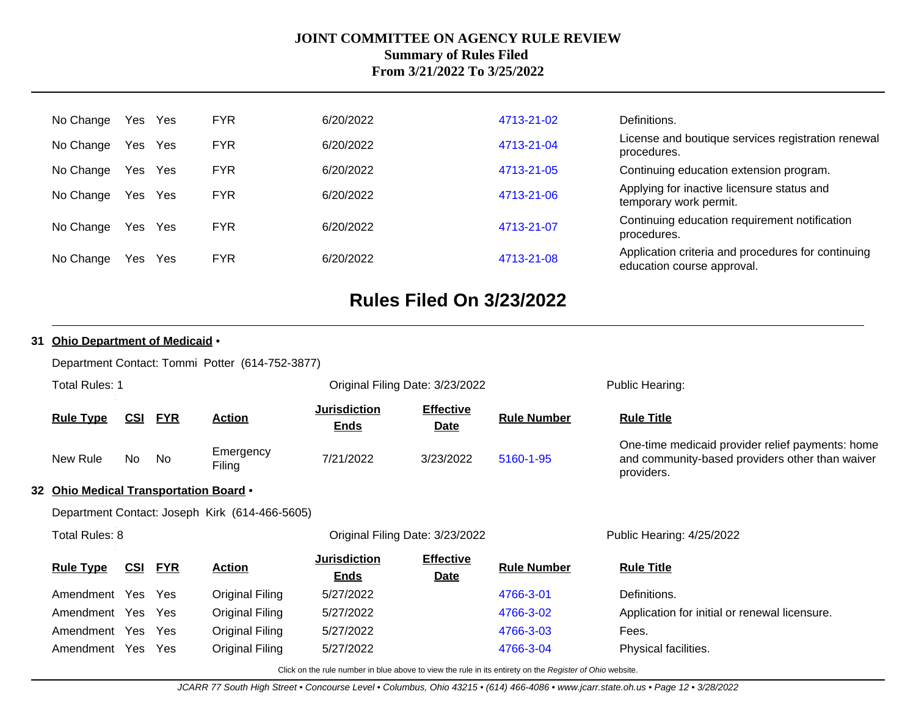| | | | | | | | |
|---|---|---|---|---|---|---|---|
| No Change | Yes | Yes | FYR | 6/20/2022 | | 4713-21-02 | Definitions. |
| No Change | Yes | Yes | FYR | 6/20/2022 | | 4713-21-04 | License and boutique services registration renewal procedures. |
| No Change | Yes | Yes | FYR | 6/20/2022 | | 4713-21-05 | Continuing education extension program. |
| No Change | Yes | Yes | FYR | 6/20/2022 | | 4713-21-06 | Applying for inactive licensure status and temporary work permit. |
| No Change | Yes | Yes | FYR | 6/20/2022 | | 4713-21-07 | Continuing education requirement notification procedures. |
| No Change | Yes | Yes | FYR | 6/20/2022 | | 4713-21-08 | Application criteria and procedures for continuing education course approval. |

# Rules Filed On 3/23/2022

**31 Ohio Department of Medicaid** •

Department Contact: Tommi Potter (614-752-3877)

Total Rules: 1 Original Filing Date: 3/23/2022 Public Hearing:

| Rule Type | CSI | FYR | Action | Jurisdiction Ends | Effective Date | Rule Number | Rule Title |
|---|---|---|---|---|---|---|---|
| New Rule | No | No | Emergency Filing | 7/21/2022 | 3/23/2022 | 5160-1-95 | One-time medicaid provider relief payments: home and community-based providers other than waiver providers. |

**32 Ohio Medical Transportation Board** •

Department Contact: Joseph Kirk (614-466-5605)

Total Rules: 8 Original Filing Date: 3/23/2022 Public Hearing: 4/25/2022

| Rule Type | CSI | FYR | Action | Jurisdiction Ends | Effective Date | Rule Number | Rule Title |
|---|---|---|---|---|---|---|---|
| Amendment | Yes | Yes | Original Filing | 5/27/2022 | | 4766-3-01 | Definitions. |
| Amendment | Yes | Yes | Original Filing | 5/27/2022 | | 4766-3-02 | Application for initial or renewal licensure. |
| Amendment | Yes | Yes | Original Filing | 5/27/2022 | | 4766-3-03 | Fees. |
| Amendment | Yes | Yes | Original Filing | 5/27/2022 | | 4766-3-04 | Physical facilities. |

Click on the rule number in blue above to view the rule in its entirety on the *Register of Ohio* website.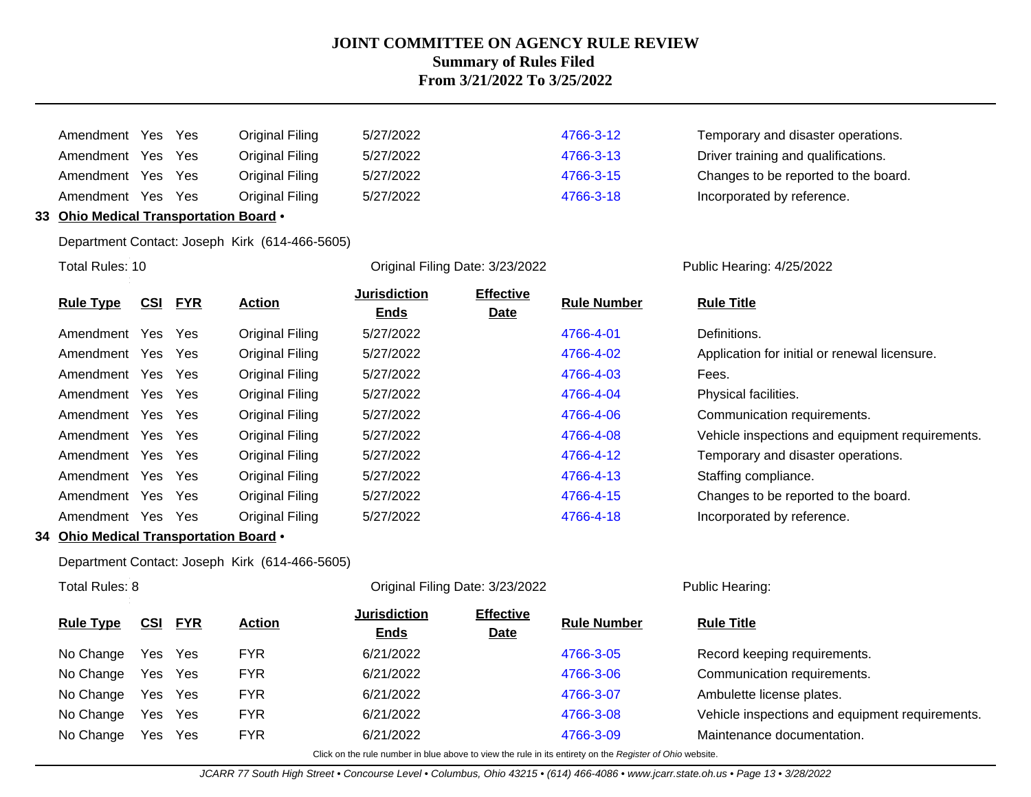| Rule Type | CSI | FYR | Action | Jurisdiction Ends | Effective Date | Rule Number | Rule Title |
|---|---|---|---|---|---|---|---|
| Amendment | Yes | Yes | Original Filing | 5/27/2022 | | 4766-3-12 | Temporary and disaster operations. |
| Amendment | Yes | Yes | Original Filing | 5/27/2022 | | 4766-3-13 | Driver training and qualifications. |
| Amendment | Yes | Yes | Original Filing | 5/27/2022 | | 4766-3-15 | Changes to be reported to the board. |
| Amendment | Yes | Yes | Original Filing | 5/27/2022 | | 4766-3-18 | Incorporated by reference. |

**33 Ohio Medical Transportation Board •**

Department Contact: Joseph Kirk (614-466-5605)

Total Rules: 10 &nbsp;&nbsp;&nbsp; Original Filing Date: 3/23/2022 &nbsp;&nbsp;&nbsp; Public Hearing: 4/25/2022

| Rule Type | CSI | FYR | Action | Jurisdiction Ends | Effective Date | Rule Number | Rule Title |
|---|---|---|---|---|---|---|---|
| Amendment | Yes | Yes | Original Filing | 5/27/2022 | | 4766-4-01 | Definitions. |
| Amendment | Yes | Yes | Original Filing | 5/27/2022 | | 4766-4-02 | Application for initial or renewal licensure. |
| Amendment | Yes | Yes | Original Filing | 5/27/2022 | | 4766-4-03 | Fees. |
| Amendment | Yes | Yes | Original Filing | 5/27/2022 | | 4766-4-04 | Physical facilities. |
| Amendment | Yes | Yes | Original Filing | 5/27/2022 | | 4766-4-06 | Communication requirements. |
| Amendment | Yes | Yes | Original Filing | 5/27/2022 | | 4766-4-08 | Vehicle inspections and equipment requirements. |
| Amendment | Yes | Yes | Original Filing | 5/27/2022 | | 4766-4-12 | Temporary and disaster operations. |
| Amendment | Yes | Yes | Original Filing | 5/27/2022 | | 4766-4-13 | Staffing compliance. |
| Amendment | Yes | Yes | Original Filing | 5/27/2022 | | 4766-4-15 | Changes to be reported to the board. |
| Amendment | Yes | Yes | Original Filing | 5/27/2022 | | 4766-4-18 | Incorporated by reference. |

**34 Ohio Medical Transportation Board •**

Department Contact: Joseph Kirk (614-466-5605)

Total Rules: 8 &nbsp;&nbsp;&nbsp; Original Filing Date: 3/23/2022 &nbsp;&nbsp;&nbsp; Public Hearing:

| Rule Type | CSI | FYR | Action | Jurisdiction Ends | Effective Date | Rule Number | Rule Title |
|---|---|---|---|---|---|---|---|
| No Change | Yes | Yes | FYR | 6/21/2022 | | 4766-3-05 | Record keeping requirements. |
| No Change | Yes | Yes | FYR | 6/21/2022 | | 4766-3-06 | Communication requirements. |
| No Change | Yes | Yes | FYR | 6/21/2022 | | 4766-3-07 | Ambulette license plates. |
| No Change | Yes | Yes | FYR | 6/21/2022 | | 4766-3-08 | Vehicle inspections and equipment requirements. |
| No Change | Yes | Yes | FYR | 6/21/2022 | | 4766-3-09 | Maintenance documentation. |

Click on the rule number in blue above to view the rule in its entirety on the *Register of Ohio* website.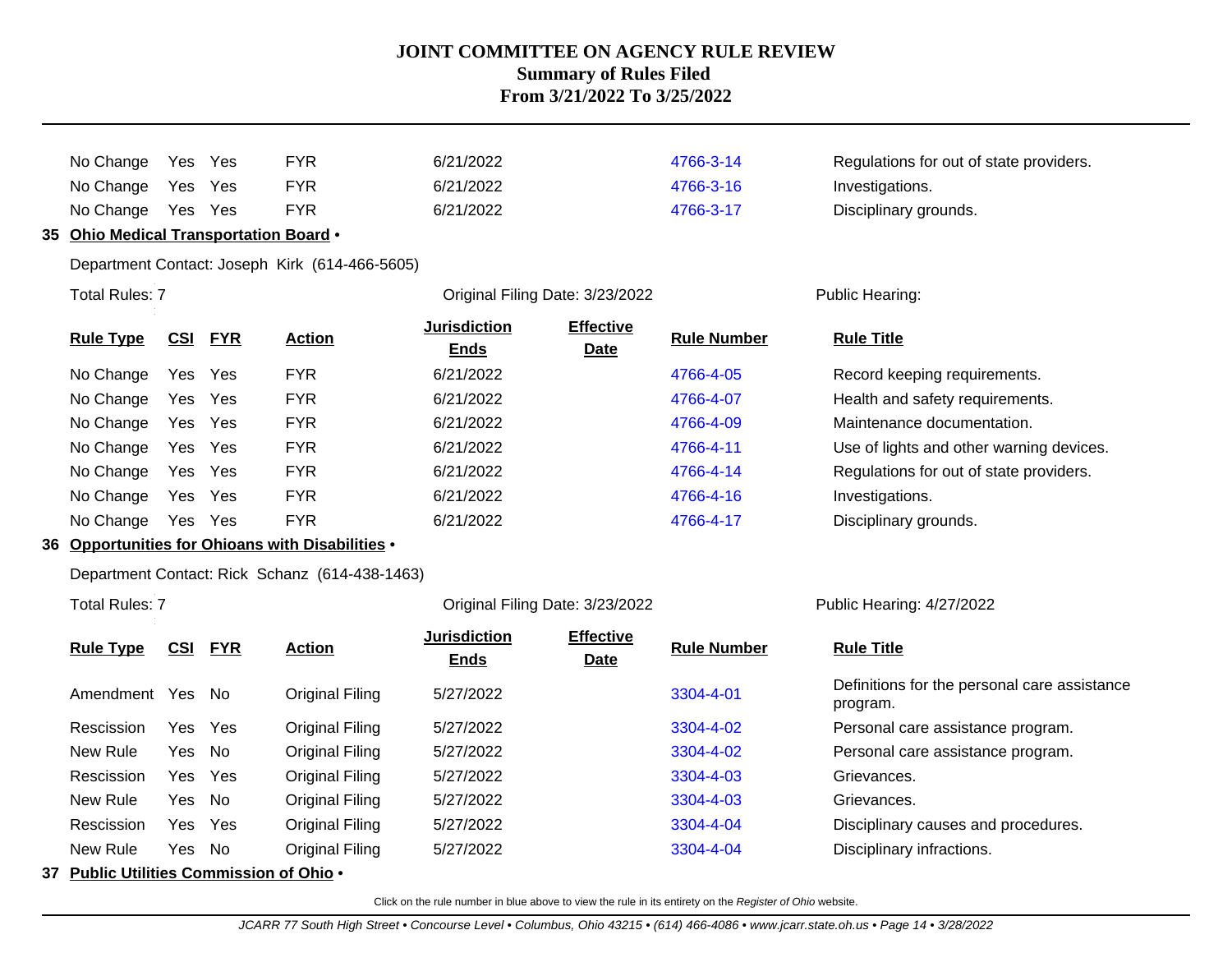# JOINT COMMITTEE ON AGENCY RULE REVIEW
## Summary of Rules Filed
## From 3/21/2022 To 3/25/2022

| Rule Type | CSI | FYR | Action | Jurisdiction Ends | Effective Date | Rule Number | Rule Title |
|---|---|---|---|---|---|---|---|
| No Change | Yes | Yes | FYR | 6/21/2022 | | 4766-3-14 | Regulations for out of state providers. |
| No Change | Yes | Yes | FYR | 6/21/2022 | | 4766-3-16 | Investigations. |
| No Change | Yes | Yes | FYR | 6/21/2022 | | 4766-3-17 | Disciplinary grounds. |

**35 Ohio Medical Transportation Board •**

Department Contact: Joseph Kirk (614-466-5605)

Total Rules: 7 | Original Filing Date: 3/23/2022 | Public Hearing:

| Rule Type | CSI | FYR | Action | Jurisdiction Ends | Effective Date | Rule Number | Rule Title |
|---|---|---|---|---|---|---|---|
| No Change | Yes | Yes | FYR | 6/21/2022 | | 4766-4-05 | Record keeping requirements. |
| No Change | Yes | Yes | FYR | 6/21/2022 | | 4766-4-07 | Health and safety requirements. |
| No Change | Yes | Yes | FYR | 6/21/2022 | | 4766-4-09 | Maintenance documentation. |
| No Change | Yes | Yes | FYR | 6/21/2022 | | 4766-4-11 | Use of lights and other warning devices. |
| No Change | Yes | Yes | FYR | 6/21/2022 | | 4766-4-14 | Regulations for out of state providers. |
| No Change | Yes | Yes | FYR | 6/21/2022 | | 4766-4-16 | Investigations. |
| No Change | Yes | Yes | FYR | 6/21/2022 | | 4766-4-17 | Disciplinary grounds. |

**36 Opportunities for Ohioans with Disabilities •**

Department Contact: Rick Schanz (614-438-1463)

Total Rules: 7 | Original Filing Date: 3/23/2022 | Public Hearing: 4/27/2022

| Rule Type | CSI | FYR | Action | Jurisdiction Ends | Effective Date | Rule Number | Rule Title |
|---|---|---|---|---|---|---|---|
| Amendment | Yes | No | Original Filing | 5/27/2022 | | 3304-4-01 | Definitions for the personal care assistance program. |
| Rescission | Yes | Yes | Original Filing | 5/27/2022 | | 3304-4-02 | Personal care assistance program. |
| New Rule | Yes | No | Original Filing | 5/27/2022 | | 3304-4-02 | Personal care assistance program. |
| Rescission | Yes | Yes | Original Filing | 5/27/2022 | | 3304-4-03 | Grievances. |
| New Rule | Yes | No | Original Filing | 5/27/2022 | | 3304-4-03 | Grievances. |
| Rescission | Yes | Yes | Original Filing | 5/27/2022 | | 3304-4-04 | Disciplinary causes and procedures. |
| New Rule | Yes | No | Original Filing | 5/27/2022 | | 3304-4-04 | Disciplinary infractions. |

**37 Public Utilities Commission of Ohio •**

Click on the rule number in blue above to view the rule in its entirety on the *Register of Ohio* website.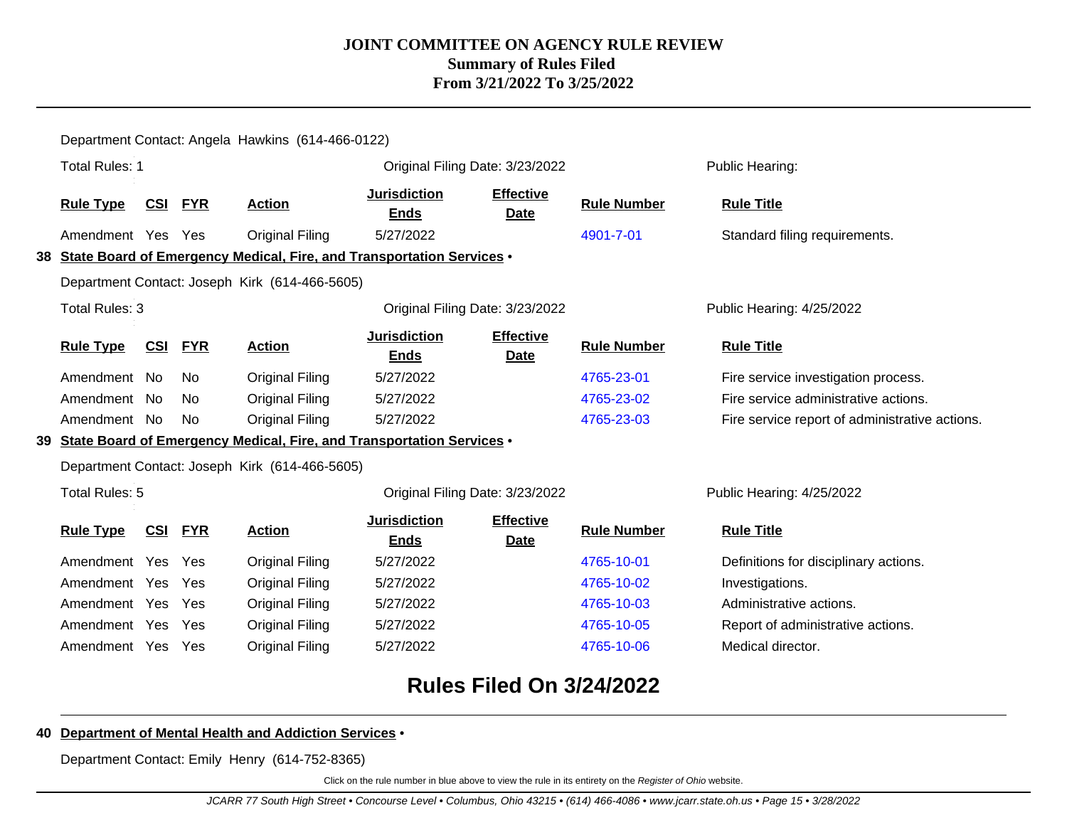Department Contact: Angela Hawkins (614-466-0122)

Total Rules: 1 | Original Filing Date: 3/23/2022 | Public Hearing:

| Rule Type | CSI | FYR | Action | Jurisdiction Ends | Effective Date | Rule Number | Rule Title |
|---|---|---|---|---|---|---|---|
| Amendment | Yes | Yes | Original Filing | 5/27/2022 | | 4901-7-01 | Standard filing requirements. |

**38 State Board of Emergency Medical, Fire, and Transportation Services •**

Department Contact: Joseph Kirk (614-466-5605)

Total Rules: 3 | Original Filing Date: 3/23/2022 | Public Hearing: 4/25/2022

| Rule Type | CSI | FYR | Action | Jurisdiction Ends | Effective Date | Rule Number | Rule Title |
|---|---|---|---|---|---|---|---|
| Amendment | No | No | Original Filing | 5/27/2022 | | 4765-23-01 | Fire service investigation process. |
| Amendment | No | No | Original Filing | 5/27/2022 | | 4765-23-02 | Fire service administrative actions. |
| Amendment | No | No | Original Filing | 5/27/2022 | | 4765-23-03 | Fire service report of administrative actions. |

**39 State Board of Emergency Medical, Fire, and Transportation Services •**

Department Contact: Joseph Kirk (614-466-5605)

Total Rules: 5 | Original Filing Date: 3/23/2022 | Public Hearing: 4/25/2022

| Rule Type | CSI | FYR | Action | Jurisdiction Ends | Effective Date | Rule Number | Rule Title |
|---|---|---|---|---|---|---|---|
| Amendment | Yes | Yes | Original Filing | 5/27/2022 | | 4765-10-01 | Definitions for disciplinary actions. |
| Amendment | Yes | Yes | Original Filing | 5/27/2022 | | 4765-10-02 | Investigations. |
| Amendment | Yes | Yes | Original Filing | 5/27/2022 | | 4765-10-03 | Administrative actions. |
| Amendment | Yes | Yes | Original Filing | 5/27/2022 | | 4765-10-05 | Report of administrative actions. |
| Amendment | Yes | Yes | Original Filing | 5/27/2022 | | 4765-10-06 | Medical director. |

## Rules Filed On 3/24/2022

**40 Department of Mental Health and Addiction Services •**

Department Contact: Emily Henry (614-752-8365)

Click on the rule number in blue above to view the rule in its entirety on the *Register of Ohio* website.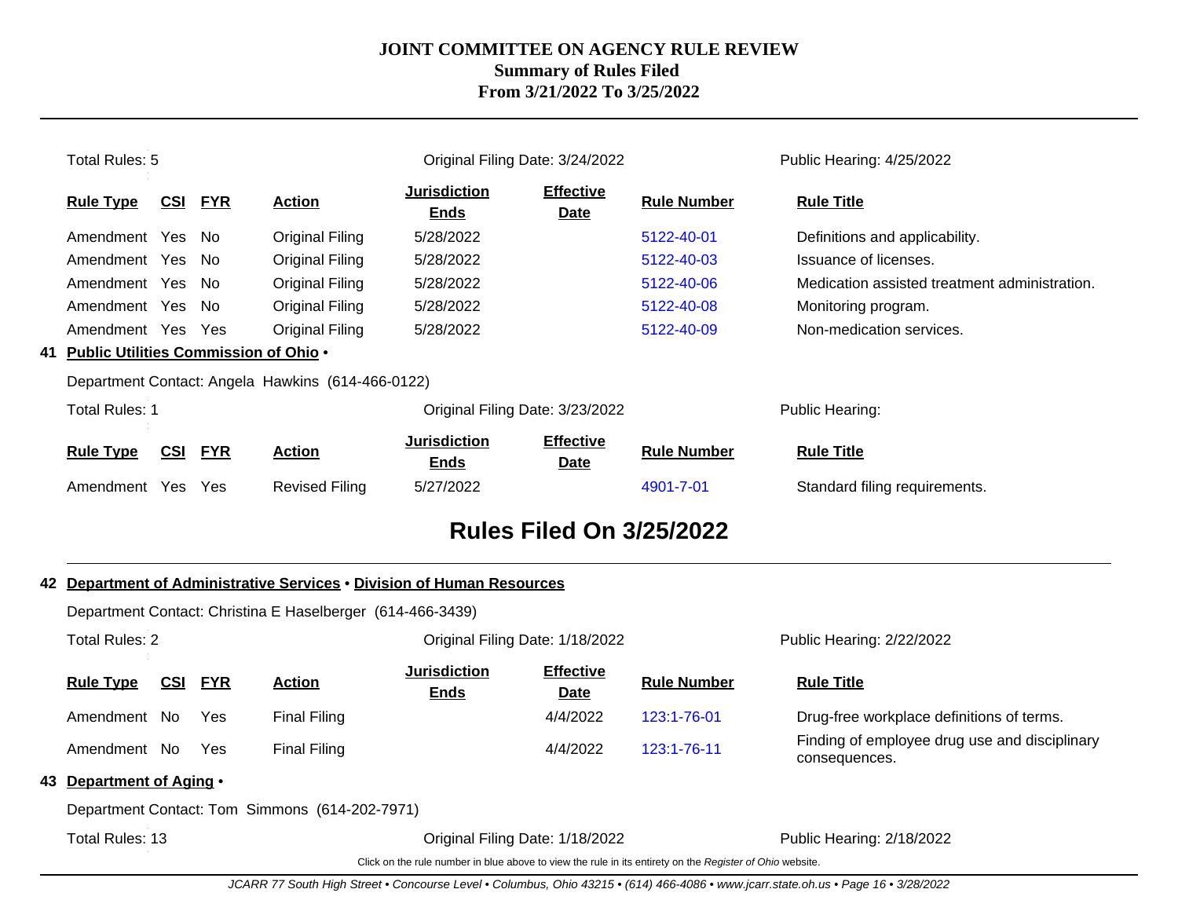Total Rules: 5 | Original Filing Date: 3/24/2022 | Public Hearing: 4/25/2022

| Rule Type | CSI | FYR | Action | Jurisdiction Ends | Effective Date | Rule Number | Rule Title |
|---|---|---|---|---|---|---|---|
| Amendment | Yes | No | Original Filing | 5/28/2022 | | 5122-40-01 | Definitions and applicability. |
| Amendment | Yes | No | Original Filing | 5/28/2022 | | 5122-40-03 | Issuance of licenses. |
| Amendment | Yes | No | Original Filing | 5/28/2022 | | 5122-40-06 | Medication assisted treatment administration. |
| Amendment | Yes | No | Original Filing | 5/28/2022 | | 5122-40-08 | Monitoring program. |
| Amendment | Yes | Yes | Original Filing | 5/28/2022 | | 5122-40-09 | Non-medication services. |

**41 Public Utilities Commission of Ohio •**

Department Contact: Angela Hawkins (614-466-0122)

Total Rules: 1 | Original Filing Date: 3/23/2022 | Public Hearing:

| Rule Type | CSI | FYR | Action | Jurisdiction Ends | Effective Date | Rule Number | Rule Title |
|---|---|---|---|---|---|---|---|
| Amendment | Yes | Yes | Revised Filing | 5/27/2022 | | 4901-7-01 | Standard filing requirements. |

# Rules Filed On 3/25/2022

**42 Department of Administrative Services • Division of Human Resources**

Department Contact: Christina E Haselberger (614-466-3439)

Total Rules: 2 | Original Filing Date: 1/18/2022 | Public Hearing: 2/22/2022

| Rule Type | CSI | FYR | Action | Jurisdiction Ends | Effective Date | Rule Number | Rule Title |
|---|---|---|---|---|---|---|---|
| Amendment | No | Yes | Final Filing | | 4/4/2022 | 123:1-76-01 | Drug-free workplace definitions of terms. |
| Amendment | No | Yes | Final Filing | | 4/4/2022 | 123:1-76-11 | Finding of employee drug use and disciplinary consequences. |

**43 Department of Aging •**

Department Contact: Tom Simmons (614-202-7971)

Total Rules: 13 | Original Filing Date: 1/18/2022 | Public Hearing: 2/18/2022

Click on the rule number in blue above to view the rule in its entirety on the *Register of Ohio* website.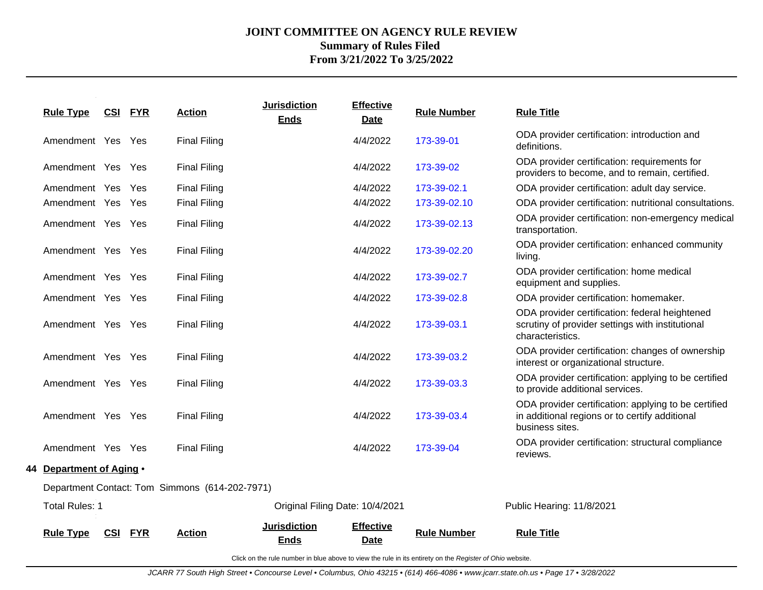# JOINT COMMITTEE ON AGENCY RULE REVIEW
## Summary of Rules Filed
## From 3/21/2022 To 3/25/2022

| Rule Type | CSI | FYR | Action | Jurisdiction Ends | Effective Date | Rule Number | Rule Title |
|---|---|---|---|---|---|---|---|
| Amendment | Yes | Yes | Final Filing | | 4/4/2022 | 173-39-01 | ODA provider certification: introduction and definitions. |
| Amendment | Yes | Yes | Final Filing | | 4/4/2022 | 173-39-02 | ODA provider certification: requirements for providers to become, and to remain, certified. |
| Amendment | Yes | Yes | Final Filing | | 4/4/2022 | 173-39-02.1 | ODA provider certification: adult day service. |
| Amendment | Yes | Yes | Final Filing | | 4/4/2022 | 173-39-02.10 | ODA provider certification: nutritional consultations. |
| Amendment | Yes | Yes | Final Filing | | 4/4/2022 | 173-39-02.13 | ODA provider certification: non-emergency medical transportation. |
| Amendment | Yes | Yes | Final Filing | | 4/4/2022 | 173-39-02.20 | ODA provider certification: enhanced community living. |
| Amendment | Yes | Yes | Final Filing | | 4/4/2022 | 173-39-02.7 | ODA provider certification: home medical equipment and supplies. |
| Amendment | Yes | Yes | Final Filing | | 4/4/2022 | 173-39-02.8 | ODA provider certification: homemaker. |
| Amendment | Yes | Yes | Final Filing | | 4/4/2022 | 173-39-03.1 | ODA provider certification: federal heightened scrutiny of provider settings with institutional characteristics. |
| Amendment | Yes | Yes | Final Filing | | 4/4/2022 | 173-39-03.2 | ODA provider certification: changes of ownership interest or organizational structure. |
| Amendment | Yes | Yes | Final Filing | | 4/4/2022 | 173-39-03.3 | ODA provider certification: applying to be certified to provide additional services. |
| Amendment | Yes | Yes | Final Filing | | 4/4/2022 | 173-39-03.4 | ODA provider certification: applying to be certified in additional regions or to certify additional business sites. |
| Amendment | Yes | Yes | Final Filing | | 4/4/2022 | 173-39-04 | ODA provider certification: structural compliance reviews. |

**44 Department of Aging** •

Department Contact: Tom Simmons (614-202-7971)

Total Rules: 1 — Original Filing Date: 10/4/2021 — Public Hearing: 11/8/2021

| Rule Type | CSI | FYR | Action | Jurisdiction Ends | Effective Date | Rule Number | Rule Title |
|---|---|---|---|---|---|---|---|

Click on the rule number in blue above to view the rule in its entirety on the *Register of Ohio* website.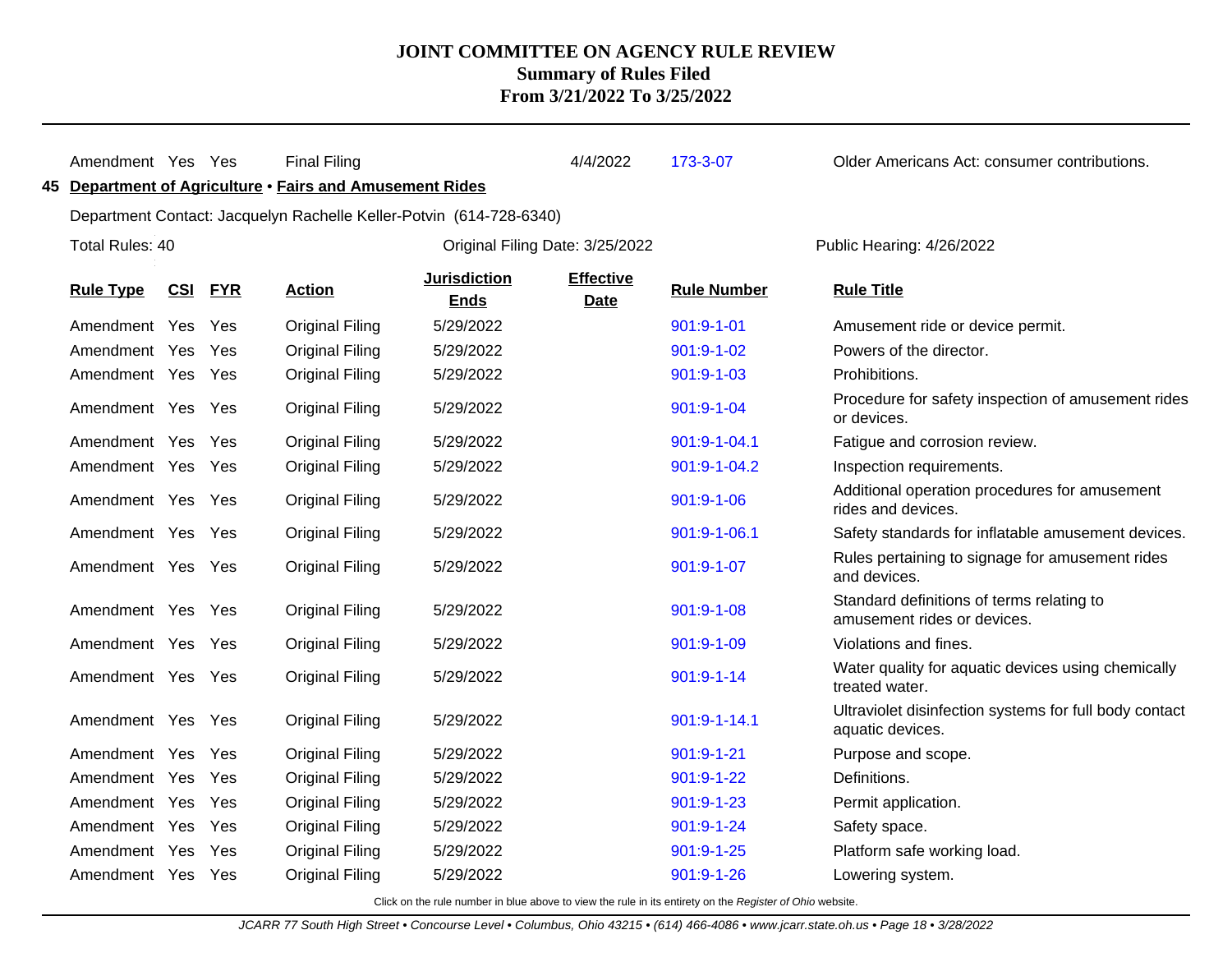# JOINT COMMITTEE ON AGENCY RULE REVIEW
## Summary of Rules Filed
### From 3/21/2022 To 3/25/2022

| Rule Type | CSI | FYR | Action | Jurisdiction Ends | Effective Date | Rule Number | Rule Title |
|---|---|---|---|---|---|---|---|
| Amendment | Yes | Yes | Final Filing | | 4/4/2022 | 173-3-07 | Older Americans Act: consumer contributions. |

**45 Department of Agriculture • Fairs and Amusement Rides**

Department Contact: Jacquelyn Rachelle Keller-Potvin (614-728-6340)

Total Rules: 40 | Original Filing Date: 3/25/2022 | Public Hearing: 4/26/2022

| Rule Type | CSI | FYR | Action | Jurisdiction Ends | Effective Date | Rule Number | Rule Title |
|---|---|---|---|---|---|---|---|
| Amendment | Yes | Yes | Original Filing | 5/29/2022 | | 901:9-1-01 | Amusement ride or device permit. |
| Amendment | Yes | Yes | Original Filing | 5/29/2022 | | 901:9-1-02 | Powers of the director. |
| Amendment | Yes | Yes | Original Filing | 5/29/2022 | | 901:9-1-03 | Prohibitions. |
| Amendment | Yes | Yes | Original Filing | 5/29/2022 | | 901:9-1-04 | Procedure for safety inspection of amusement rides or devices. |
| Amendment | Yes | Yes | Original Filing | 5/29/2022 | | 901:9-1-04.1 | Fatigue and corrosion review. |
| Amendment | Yes | Yes | Original Filing | 5/29/2022 | | 901:9-1-04.2 | Inspection requirements. |
| Amendment | Yes | Yes | Original Filing | 5/29/2022 | | 901:9-1-06 | Additional operation procedures for amusement rides and devices. |
| Amendment | Yes | Yes | Original Filing | 5/29/2022 | | 901:9-1-06.1 | Safety standards for inflatable amusement devices. |
| Amendment | Yes | Yes | Original Filing | 5/29/2022 | | 901:9-1-07 | Rules pertaining to signage for amusement rides and devices. |
| Amendment | Yes | Yes | Original Filing | 5/29/2022 | | 901:9-1-08 | Standard definitions of terms relating to amusement rides or devices. |
| Amendment | Yes | Yes | Original Filing | 5/29/2022 | | 901:9-1-09 | Violations and fines. |
| Amendment | Yes | Yes | Original Filing | 5/29/2022 | | 901:9-1-14 | Water quality for aquatic devices using chemically treated water. |
| Amendment | Yes | Yes | Original Filing | 5/29/2022 | | 901:9-1-14.1 | Ultraviolet disinfection systems for full body contact aquatic devices. |
| Amendment | Yes | Yes | Original Filing | 5/29/2022 | | 901:9-1-21 | Purpose and scope. |
| Amendment | Yes | Yes | Original Filing | 5/29/2022 | | 901:9-1-22 | Definitions. |
| Amendment | Yes | Yes | Original Filing | 5/29/2022 | | 901:9-1-23 | Permit application. |
| Amendment | Yes | Yes | Original Filing | 5/29/2022 | | 901:9-1-24 | Safety space. |
| Amendment | Yes | Yes | Original Filing | 5/29/2022 | | 901:9-1-25 | Platform safe working load. |
| Amendment | Yes | Yes | Original Filing | 5/29/2022 | | 901:9-1-26 | Lowering system. |

Click on the rule number in blue above to view the rule in its entirety on the *Register of Ohio* website.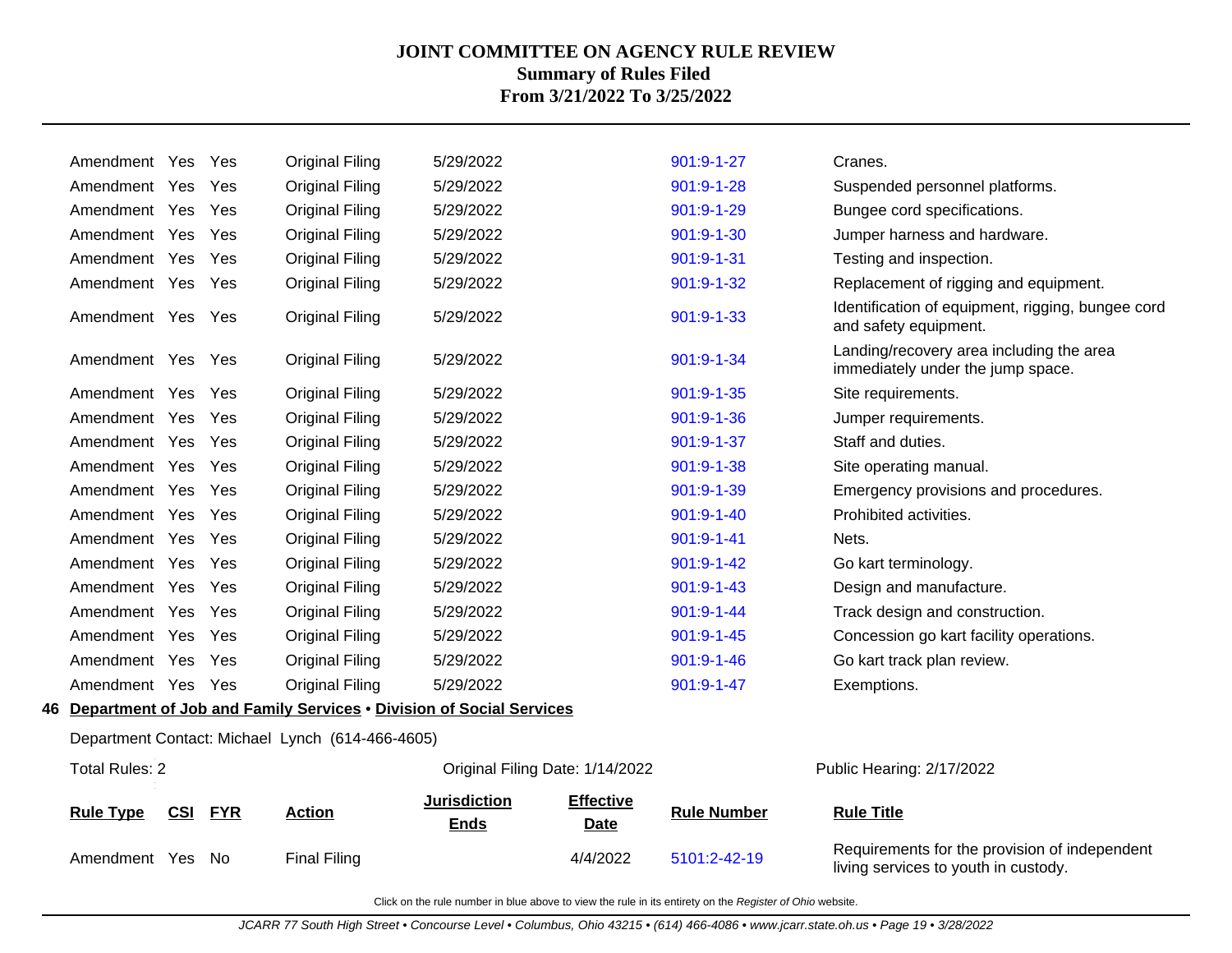# JOINT COMMITTEE ON AGENCY RULE REVIEW
## Summary of Rules Filed
## From 3/21/2022 To 3/25/2022

| Rule Type | CSI | FYR | Action | Jurisdiction Ends | Effective Date | Rule Number | Rule Title |
|---|---|---|---|---|---|---|---|
| Amendment | Yes | Yes | Original Filing | 5/29/2022 | | 901:9-1-27 | Cranes. |
| Amendment | Yes | Yes | Original Filing | 5/29/2022 | | 901:9-1-28 | Suspended personnel platforms. |
| Amendment | Yes | Yes | Original Filing | 5/29/2022 | | 901:9-1-29 | Bungee cord specifications. |
| Amendment | Yes | Yes | Original Filing | 5/29/2022 | | 901:9-1-30 | Jumper harness and hardware. |
| Amendment | Yes | Yes | Original Filing | 5/29/2022 | | 901:9-1-31 | Testing and inspection. |
| Amendment | Yes | Yes | Original Filing | 5/29/2022 | | 901:9-1-32 | Replacement of rigging and equipment. |
| Amendment | Yes | Yes | Original Filing | 5/29/2022 | | 901:9-1-33 | Identification of equipment, rigging, bungee cord and safety equipment. |
| Amendment | Yes | Yes | Original Filing | 5/29/2022 | | 901:9-1-34 | Landing/recovery area including the area immediately under the jump space. |
| Amendment | Yes | Yes | Original Filing | 5/29/2022 | | 901:9-1-35 | Site requirements. |
| Amendment | Yes | Yes | Original Filing | 5/29/2022 | | 901:9-1-36 | Jumper requirements. |
| Amendment | Yes | Yes | Original Filing | 5/29/2022 | | 901:9-1-37 | Staff and duties. |
| Amendment | Yes | Yes | Original Filing | 5/29/2022 | | 901:9-1-38 | Site operating manual. |
| Amendment | Yes | Yes | Original Filing | 5/29/2022 | | 901:9-1-39 | Emergency provisions and procedures. |
| Amendment | Yes | Yes | Original Filing | 5/29/2022 | | 901:9-1-40 | Prohibited activities. |
| Amendment | Yes | Yes | Original Filing | 5/29/2022 | | 901:9-1-41 | Nets. |
| Amendment | Yes | Yes | Original Filing | 5/29/2022 | | 901:9-1-42 | Go kart terminology. |
| Amendment | Yes | Yes | Original Filing | 5/29/2022 | | 901:9-1-43 | Design and manufacture. |
| Amendment | Yes | Yes | Original Filing | 5/29/2022 | | 901:9-1-44 | Track design and construction. |
| Amendment | Yes | Yes | Original Filing | 5/29/2022 | | 901:9-1-45 | Concession go kart facility operations. |
| Amendment | Yes | Yes | Original Filing | 5/29/2022 | | 901:9-1-46 | Go kart track plan review. |
| Amendment | Yes | Yes | Original Filing | 5/29/2022 | | 901:9-1-47 | Exemptions. |

**46 Department of Job and Family Services • Division of Social Services**

Department Contact: Michael Lynch (614-466-4605)

Total Rules: 2 | Original Filing Date: 1/14/2022 | Public Hearing: 2/17/2022

| Rule Type | CSI | FYR | Action | Jurisdiction Ends | Effective Date | Rule Number | Rule Title |
|---|---|---|---|---|---|---|---|
| Amendment | Yes | No | Final Filing | | 4/4/2022 | 5101:2-42-19 | Requirements for the provision of independent living services to youth in custody. |

Click on the rule number in blue above to view the rule in its entirety on the *Register of Ohio* website.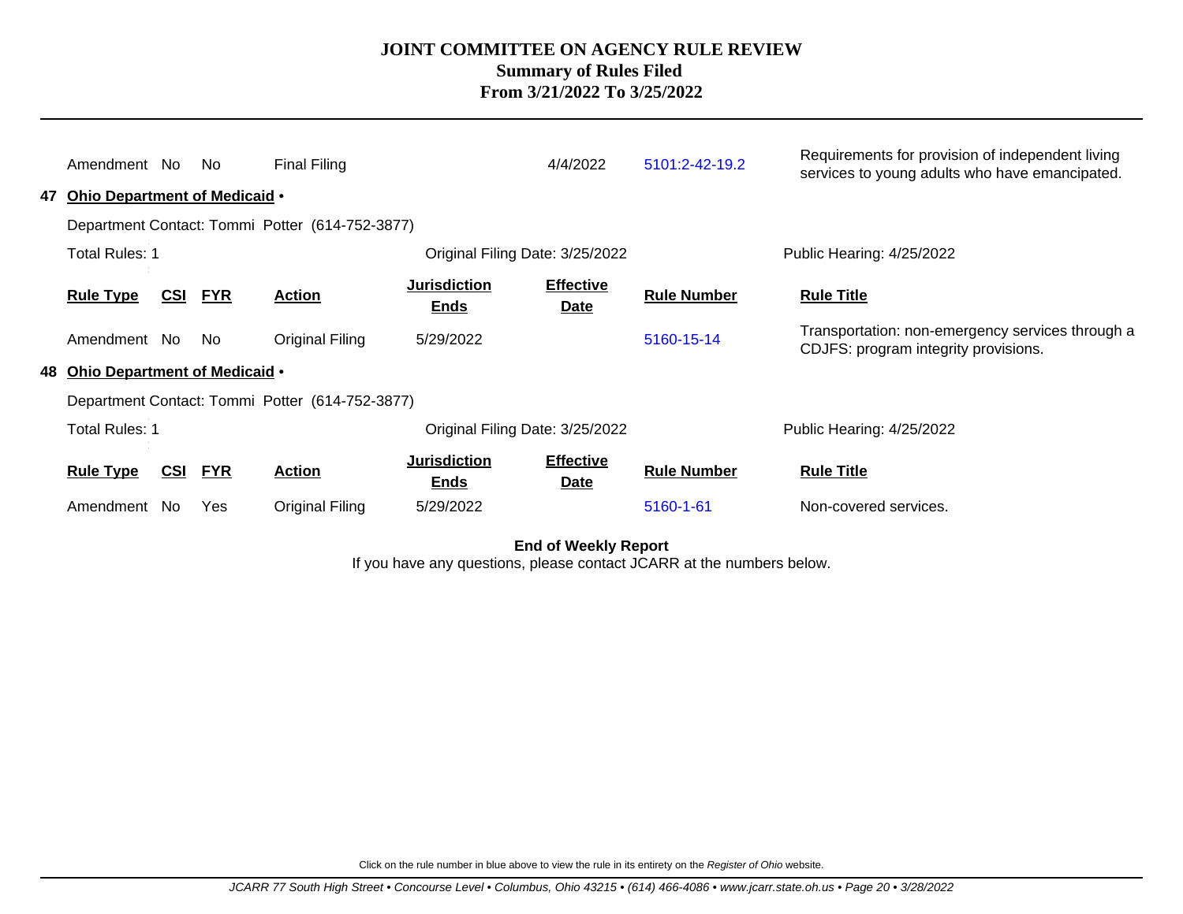| Rule Type | CSI | FYR | Action | Jurisdiction Ends | Effective Date | Rule Number | Rule Title |
|---|---|---|---|---|---|---|---|
| Amendment | No | No | Final Filing | | 4/4/2022 | 5101:2-42-19.2 | Requirements for provision of independent living services to young adults who have emancipated. |

## 47 Ohio Department of Medicaid •

Department Contact: Tommi Potter (614-752-3877)

Total Rules: 1 | Original Filing Date: 3/25/2022 | Public Hearing: 4/25/2022

| Rule Type | CSI | FYR | Action | Jurisdiction Ends | Effective Date | Rule Number | Rule Title |
|---|---|---|---|---|---|---|---|
| Amendment | No | No | Original Filing | 5/29/2022 | | 5160-15-14 | Transportation: non-emergency services through a CDJFS: program integrity provisions. |

## 48 Ohio Department of Medicaid •

Department Contact: Tommi Potter (614-752-3877)

Total Rules: 1 | Original Filing Date: 3/25/2022 | Public Hearing: 4/25/2022

| Rule Type | CSI | FYR | Action | Jurisdiction Ends | Effective Date | Rule Number | Rule Title |
|---|---|---|---|---|---|---|---|
| Amendment | No | Yes | Original Filing | 5/29/2022 | | 5160-1-61 | Non-covered services. |

**End of Weekly Report**

If you have any questions, please contact JCARR at the numbers below.

Click on the rule number in blue above to view the rule in its entirety on the *Register of Ohio* website.